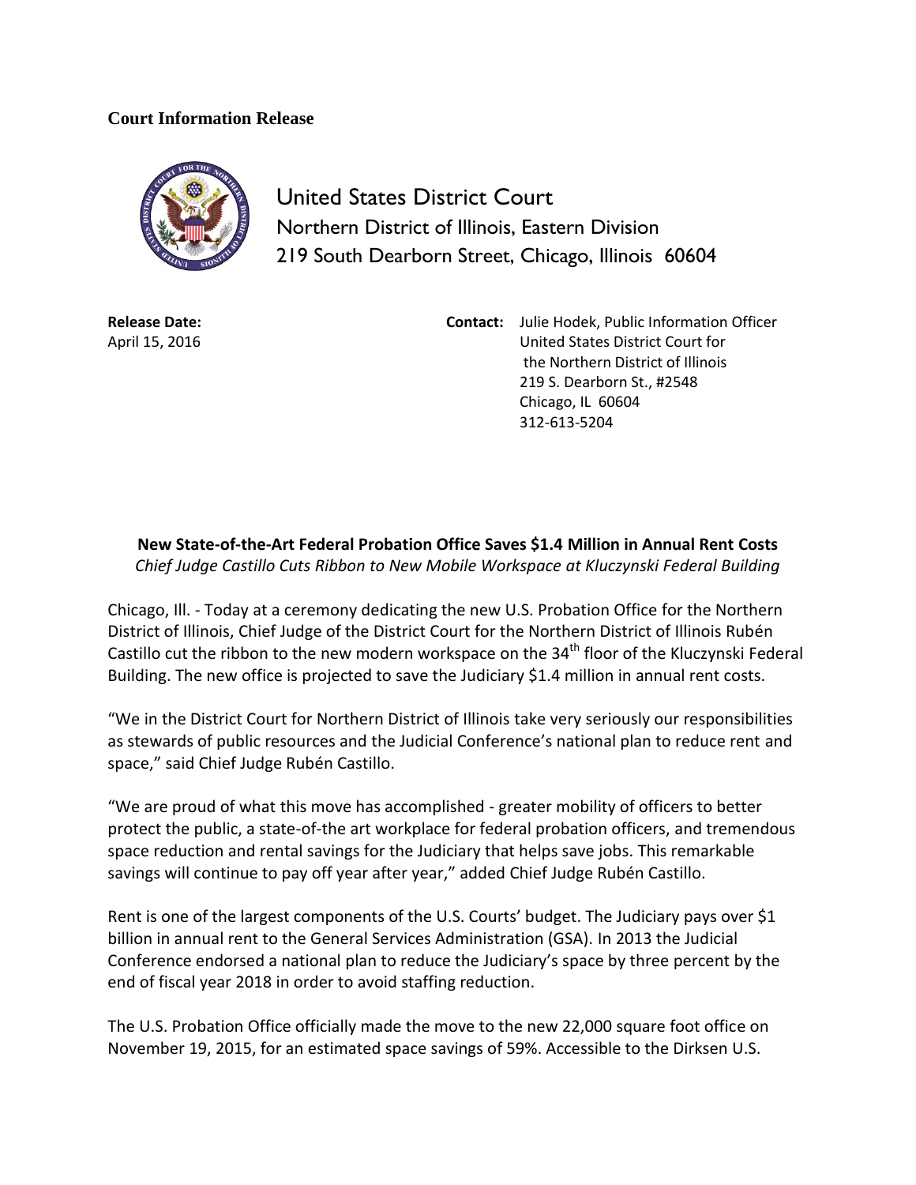**Court Information Release**

United States District Court
Northern District of Illinois, Eastern Division
219 South Dearborn Street, Chicago, Illinois 60604

**Release Date:**
April 15, 2016

**Contact:** Julie Hodek, Public Information Officer
United States District Court for
the Northern District of Illinois
219 S. Dearborn St., #2548
Chicago, IL 60604
312-613-5204

## New State-of-the-Art Federal Probation Office Saves $1.4 Million in Annual Rent Costs

*Chief Judge Castillo Cuts Ribbon to New Mobile Workspace at Kluczynski Federal Building*

Chicago, Ill. - Today at a ceremony dedicating the new U.S. Probation Office for the Northern District of Illinois, Chief Judge of the District Court for the Northern District of Illinois Rubén Castillo cut the ribbon to the new modern workspace on the 34th floor of the Kluczynski Federal Building. The new office is projected to save the Judiciary $1.4 million in annual rent costs.

"We in the District Court for Northern District of Illinois take very seriously our responsibilities as stewards of public resources and the Judicial Conference's national plan to reduce rent and space," said Chief Judge Rubén Castillo.

"We are proud of what this move has accomplished - greater mobility of officers to better protect the public, a state-of-the art workplace for federal probation officers, and tremendous space reduction and rental savings for the Judiciary that helps save jobs. This remarkable savings will continue to pay off year after year," added Chief Judge Rubén Castillo.

Rent is one of the largest components of the U.S. Courts' budget. The Judiciary pays over $1 billion in annual rent to the General Services Administration (GSA). In 2013 the Judicial Conference endorsed a national plan to reduce the Judiciary's space by three percent by the end of fiscal year 2018 in order to avoid staffing reduction.

The U.S. Probation Office officially made the move to the new 22,000 square foot office on November 19, 2015, for an estimated space savings of 59%. Accessible to the Dirksen U.S.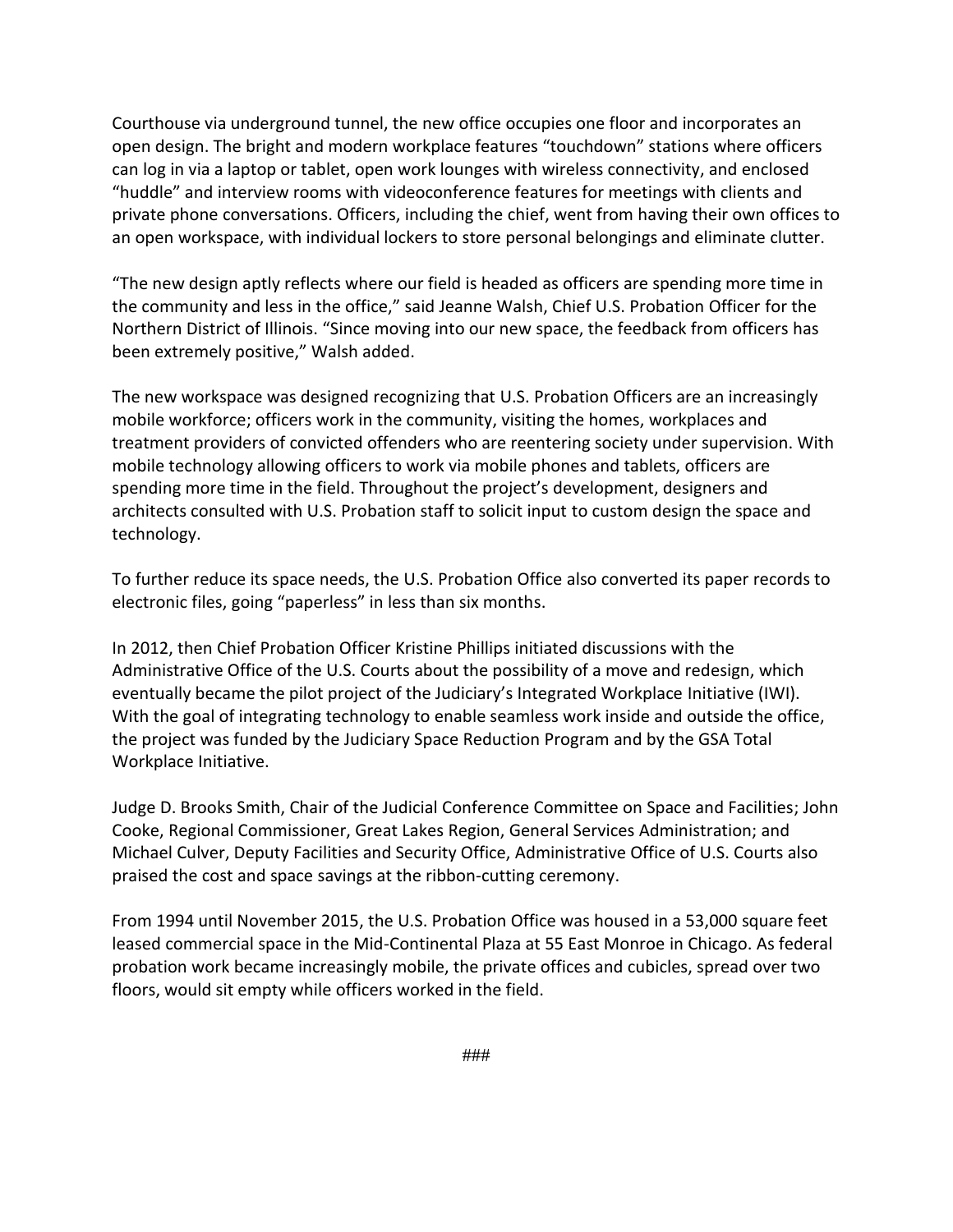Courthouse via underground tunnel, the new office occupies one floor and incorporates an open design. The bright and modern workplace features “touchdown” stations where officers can log in via a laptop or tablet, open work lounges with wireless connectivity, and enclosed “huddle” and interview rooms with videoconference features for meetings with clients and private phone conversations. Officers, including the chief, went from having their own offices to an open workspace, with individual lockers to store personal belongings and eliminate clutter.

“The new design aptly reflects where our field is headed as officers are spending more time in the community and less in the office,” said Jeanne Walsh, Chief U.S. Probation Officer for the Northern District of Illinois. “Since moving into our new space, the feedback from officers has been extremely positive,” Walsh added.

The new workspace was designed recognizing that U.S. Probation Officers are an increasingly mobile workforce; officers work in the community, visiting the homes, workplaces and treatment providers of convicted offenders who are reentering society under supervision. With mobile technology allowing officers to work via mobile phones and tablets, officers are spending more time in the field. Throughout the project’s development, designers and architects consulted with U.S. Probation staff to solicit input to custom design the space and technology.

To further reduce its space needs, the U.S. Probation Office also converted its paper records to electronic files, going “paperless” in less than six months.

In 2012, then Chief Probation Officer Kristine Phillips initiated discussions with the Administrative Office of the U.S. Courts about the possibility of a move and redesign, which eventually became the pilot project of the Judiciary’s Integrated Workplace Initiative (IWI). With the goal of integrating technology to enable seamless work inside and outside the office, the project was funded by the Judiciary Space Reduction Program and by the GSA Total Workplace Initiative.

Judge D. Brooks Smith, Chair of the Judicial Conference Committee on Space and Facilities; John Cooke, Regional Commissioner, Great Lakes Region, General Services Administration; and Michael Culver, Deputy Facilities and Security Office, Administrative Office of U.S. Courts also praised the cost and space savings at the ribbon-cutting ceremony.

From 1994 until November 2015, the U.S. Probation Office was housed in a 53,000 square feet leased commercial space in the Mid-Continental Plaza at 55 East Monroe in Chicago. As federal probation work became increasingly mobile, the private offices and cubicles, spread over two floors, would sit empty while officers worked in the field.

###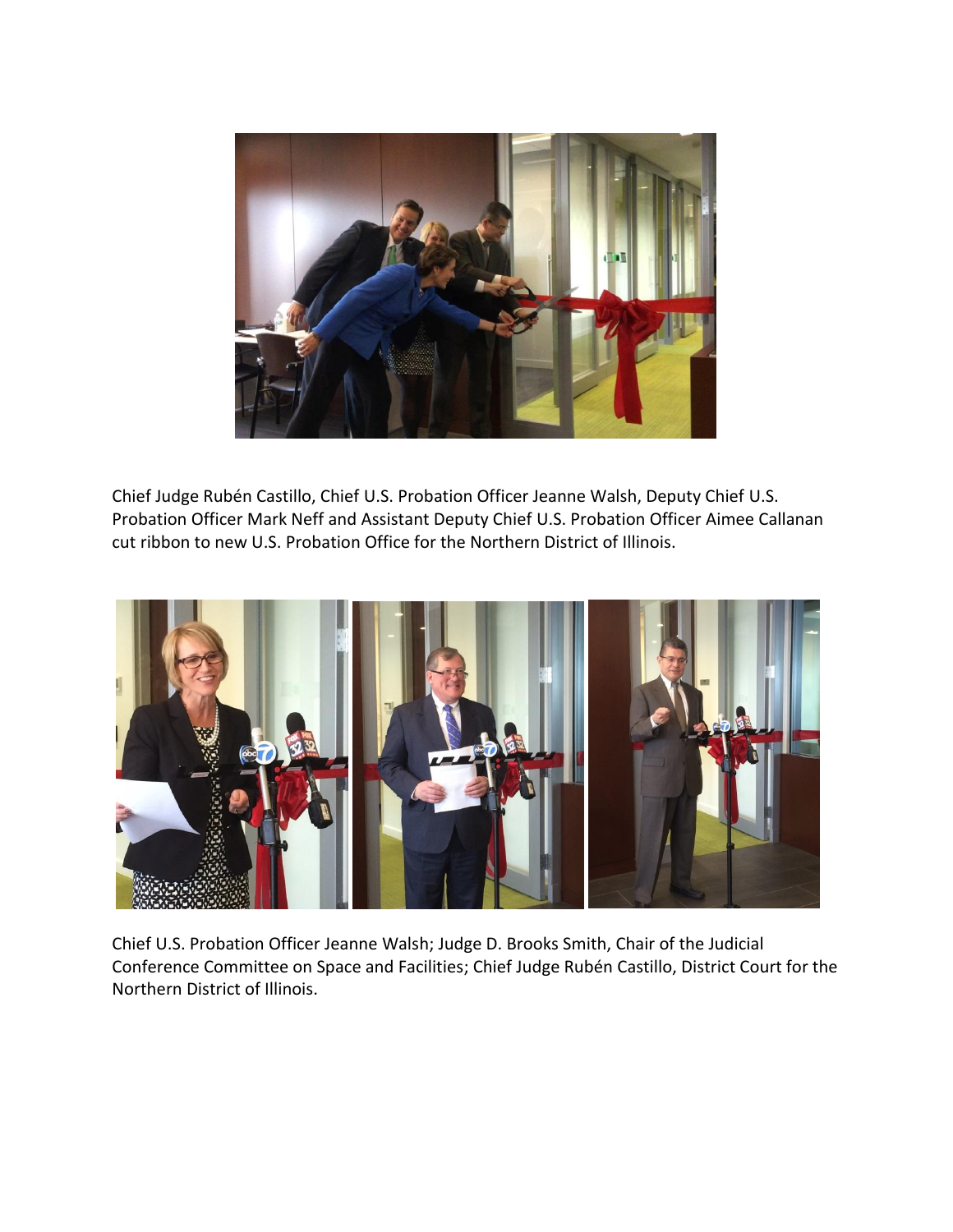Chief Judge Rubén Castillo, Chief U.S. Probation Officer Jeanne Walsh, Deputy Chief U.S. Probation Officer Mark Neff and Assistant Deputy Chief U.S. Probation Officer Aimee Callanan cut ribbon to new U.S. Probation Office for the Northern District of Illinois.

Chief U.S. Probation Officer Jeanne Walsh; Judge D. Brooks Smith, Chair of the Judicial Conference Committee on Space and Facilities; Chief Judge Rubén Castillo, District Court for the Northern District of Illinois.